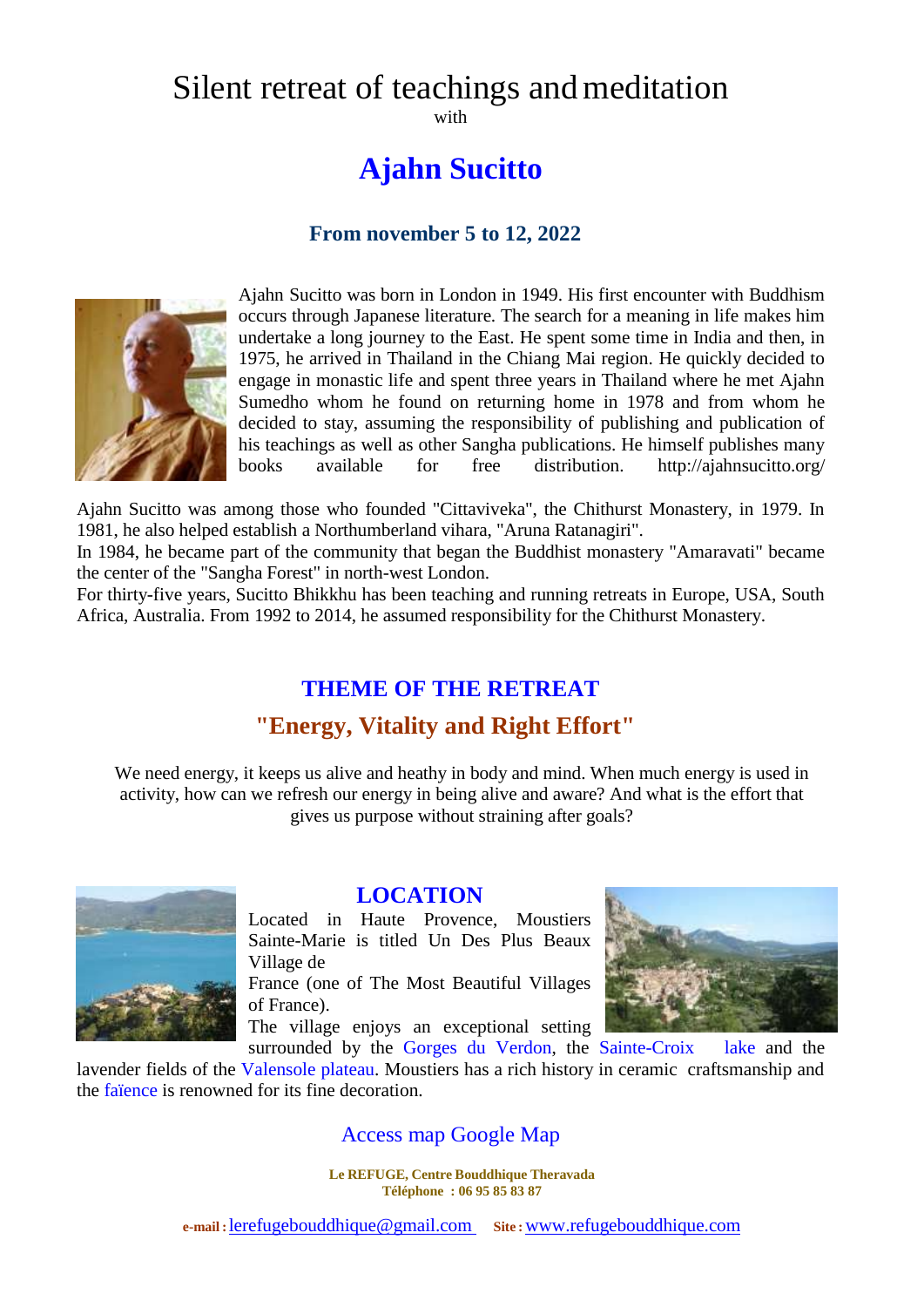# Silent retreat of teachings and meditation

with

# Ajahn Sucitto

### From november 5 to 12, 2022

Ajahn Sucitto was born in London in 1949. His first encounter with Buddhism occurs through Japanese literature. The search for a meaning in life makes him undertake a long journey to the East. He spent some time in India and then, in 1975, he arrived in Thailand in the Chiang Mai region. He quickly decided to engage in monastic life and spent three years in Thailand where he met Ajahn Sumedho whom he found on returning home in 1978 and from whom he decided to stay, assuming the responsibility of publishing and publication of his teachings as well as other Sangha publications. He himself publishes many books available for free distribution. http://ajahnsucitto.org/

Ajahn Sucitto was among those who founded "Cittaviveka", the Chithurst Monastery, in 1979. In 1981, he also helped establish a Northumberland vihara, "Aruna Ratanagiri".
In 1984, he became part of the community that began the Buddhist monastery "Amaravati" became the center of the "Sangha Forest" in north-west London.
For thirty-five years, Sucitto Bhikkhu has been teaching and running retreats in Europe, USA, South Africa, Australia. From 1992 to 2014, he assumed responsibility for the Chithurst Monastery.

## THEME OF THE RETREAT

## "Energy, Vitality and Right Effort"

We need energy, it keeps us alive and heathy in body and mind. When much energy is used in activity, how can we refresh our energy in being alive and aware? And what is the effort that gives us purpose without straining after goals?

## LOCATION

Located in Haute Provence, Moustiers Sainte-Marie is titled Un Des Plus Beaux Village de France (one of The Most Beautiful Villages of France).
The village enjoys an exceptional setting surrounded by the Gorges du Verdon, the Sainte-Croix lake and the lavender fields of the Valensole plateau. Moustiers has a rich history in ceramic craftsmanship and the faïence is renowned for its fine decoration.

Access map Google Map

**Le REFUGE, Centre Bouddhique Theravada**
**Téléphone : 06 95 85 83 87**

**e-mail :** lerefugebouddhique@gmail.com **Site :** www.refugebouddhique.com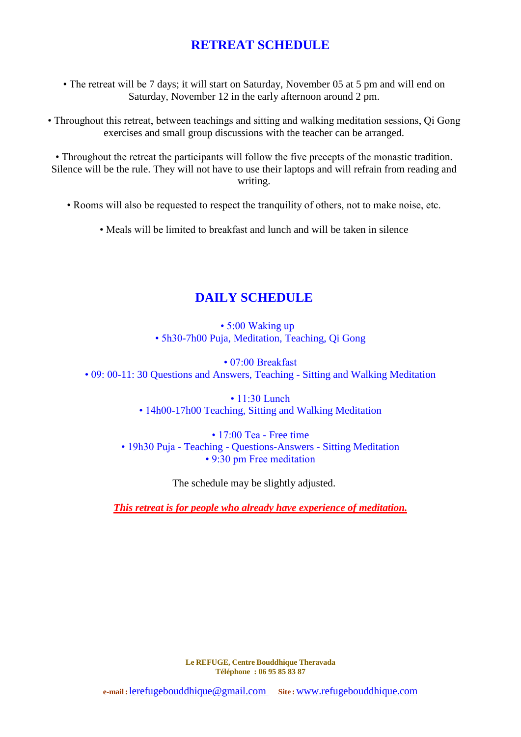## RETREAT SCHEDULE

• The retreat will be 7 days; it will start on Saturday, November 05 at 5 pm and will end on Saturday, November 12 in the early afternoon around 2 pm.

• Throughout this retreat, between teachings and sitting and walking meditation sessions, Qi Gong exercises and small group discussions with the teacher can be arranged.

• Throughout the retreat the participants will follow the five precepts of the monastic tradition. Silence will be the rule. They will not have to use their laptops and will refrain from reading and writing.

• Rooms will also be requested to respect the tranquility of others, not to make noise, etc.

• Meals will be limited to breakfast and lunch and will be taken in silence

## DAILY SCHEDULE

• 5:00 Waking up
• 5h30-7h00 Puja, Meditation, Teaching, Qi Gong

• 07:00 Breakfast
• 09: 00-11: 30 Questions and Answers, Teaching - Sitting and Walking Meditation

• 11:30 Lunch
• 14h00-17h00 Teaching, Sitting and Walking Meditation

• 17:00 Tea - Free time
• 19h30 Puja - Teaching - Questions-Answers - Sitting Meditation
• 9:30 pm Free meditation

The schedule may be slightly adjusted.

***This retreat is for people who already have experience of meditation.***

**Le REFUGE, Centre Bouddhique Theravada**
**Téléphone : 06 95 85 83 87**

**e-mail :** lerefugebouddhique@gmail.com **Site :** www.refugebouddhique.com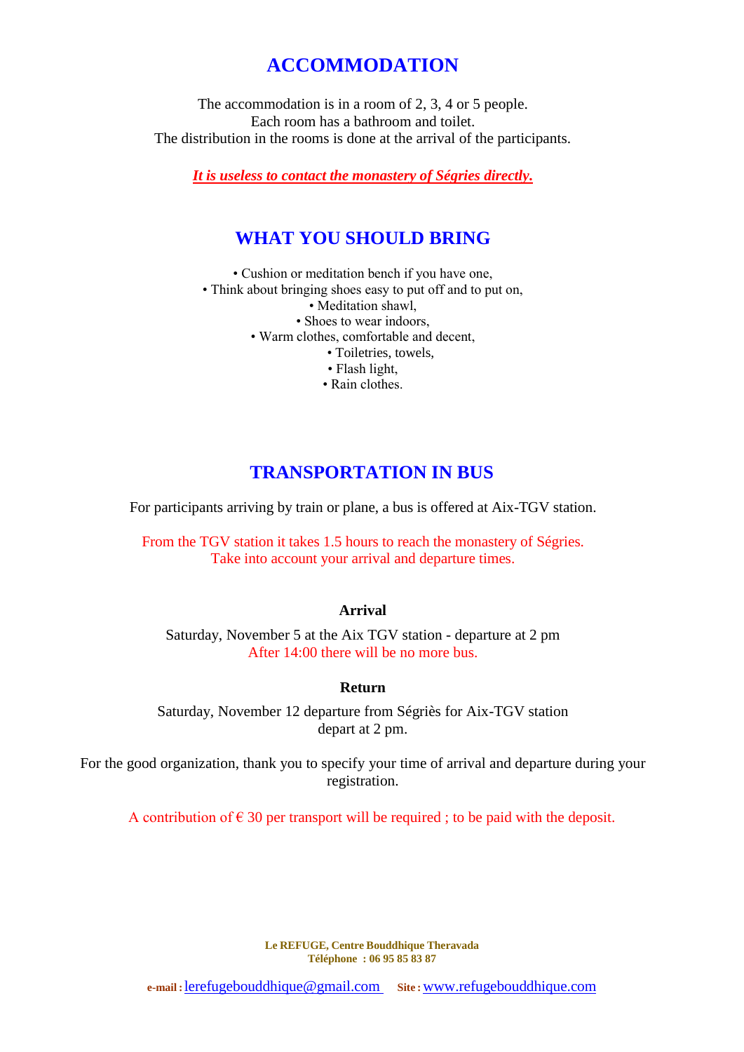## ACCOMMODATION

The accommodation is in a room of 2, 3, 4 or 5 people.
Each room has a bathroom and toilet.
The distribution in the rooms is done at the arrival of the participants.

***It is useless to contact the monastery of Ségries directly.***

## WHAT YOU SHOULD BRING

- Cushion or meditation bench if you have one,
- Think about bringing shoes easy to put off and to put on,
- Meditation shawl,
- Shoes to wear indoors,
- Warm clothes, comfortable and decent,
- Toiletries, towels,
- Flash light,
- Rain clothes.

## TRANSPORTATION IN BUS

For participants arriving by train or plane, a bus is offered at Aix-TGV station.

From the TGV station it takes 1.5 hours to reach the monastery of Ségries.
Take into account your arrival and departure times.

**Arrival**

Saturday, November 5 at the Aix TGV station - departure at 2 pm
After 14:00 there will be no more bus.

**Return**

Saturday, November 12 departure from Ségriès for Aix-TGV station
depart at 2 pm.

For the good organization, thank you to specify your time of arrival and departure during your registration.

A contribution of € 30 per transport will be required ; to be paid with the deposit.

**Le REFUGE, Centre Bouddhique Theravada**
**Téléphone : 06 95 85 83 87**

**e-mail :** lerefugebouddhique@gmail.com **Site :** www.refugebouddhique.com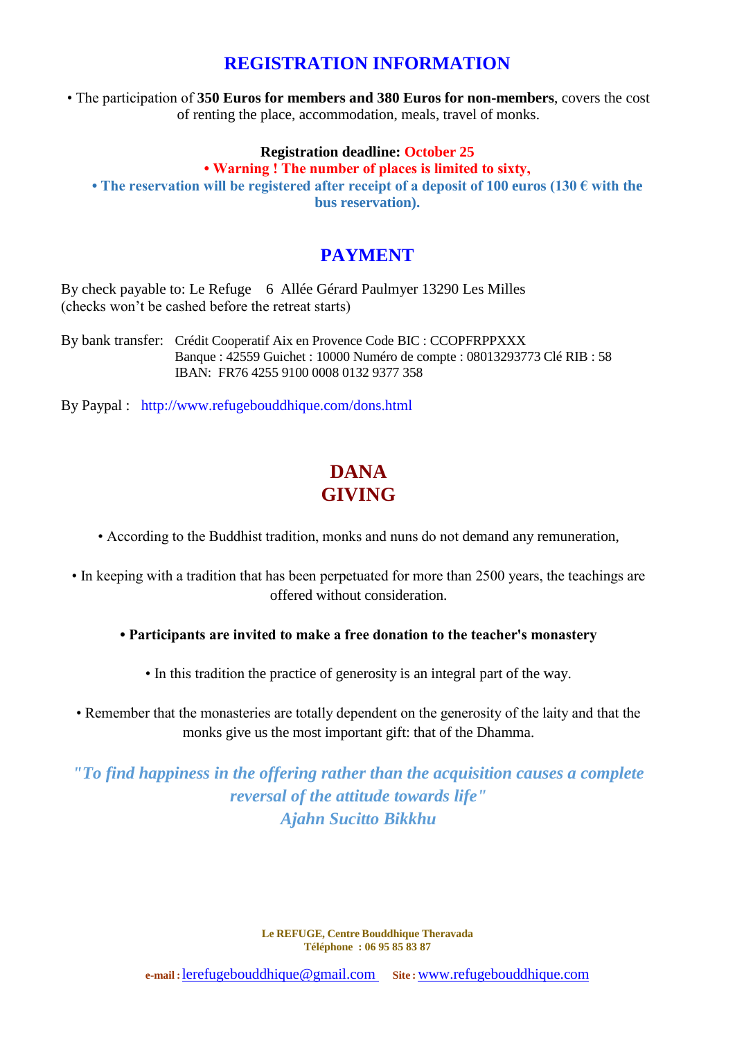## REGISTRATION INFORMATION

• The participation of **350 Euros for members and 380 Euros for non-members**, covers the cost of renting the place, accommodation, meals, travel of monks.

**Registration deadline: October 25**

**• Warning ! The number of places is limited to sixty,**

**• The reservation will be registered after receipt of a deposit of 100 euros (130 € with the bus reservation).**

## PAYMENT

By check payable to: Le Refuge 6 Allée Gérard Paulmyer 13290 Les Milles
(checks won't be cashed before the retreat starts)

By bank transfer: Crédit Cooperatif Aix en Provence Code BIC : CCOPFRPPXXX
Banque : 42559 Guichet : 10000 Numéro de compte : 08013293773 Clé RIB : 58
IBAN: FR76 4255 9100 0008 0132 9377 358

By Paypal : http://www.refugebouddhique.com/dons.html

## DANA
## GIVING

• According to the Buddhist tradition, monks and nuns do not demand any remuneration,

• In keeping with a tradition that has been perpetuated for more than 2500 years, the teachings are offered without consideration.

**• Participants are invited to make a free donation to the teacher's monastery**

• In this tradition the practice of generosity is an integral part of the way.

• Remember that the monasteries are totally dependent on the generosity of the laity and that the monks give us the most important gift: that of the Dhamma.

***"To find happiness in the offering rather than the acquisition causes a complete reversal of the attitude towards life"***
***Ajahn Sucitto Bikkhu***

**Le REFUGE, Centre Bouddhique Theravada**
**Téléphone : 06 95 85 83 87**

**e-mail :** lerefugebouddhique@gmail.com **Site :** www.refugebouddhique.com